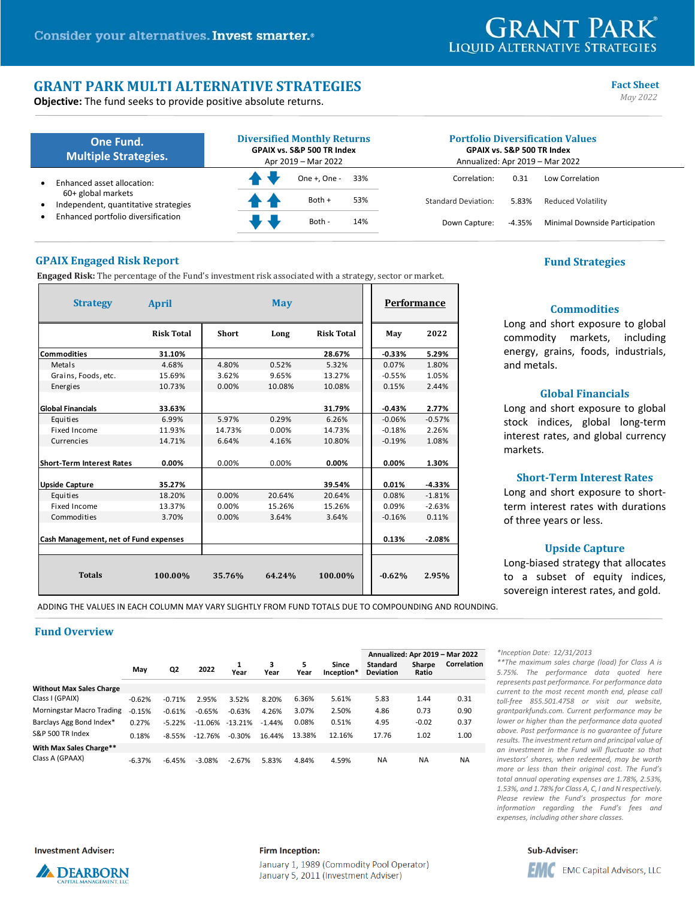Consider your alternatives. **Invest smarter.**®

GRANT PARK® LIQUID ALTERNATIVE STRATEGIES

# GRANT PARK MULTI ALTERNATIVE STRATEGIES

**Objective:** The fund seeks to provide positive absolute returns.

**Fact Sheet**
*May 2022*

## One Fund. Multiple Strategies.

- Enhanced asset allocation: 60+ global markets
- Independent, quantitative strategies
- Enhanced portfolio diversification

## Diversified Monthly Returns

**GPAIX vs. S&P 500 TR Index**
Apr 2019 – Mar 2022

| | |
|---|---|
| One +, One - | 33% |
| Both + | 53% |
| Both - | 14% |

## Portfolio Diversification Values

**GPAIX vs. S&P 500 TR Index**
Annualized: Apr 2019 – Mar 2022

| | | |
|---|---|---|
| Correlation: | 0.31 | Low Correlation |
| Standard Deviation: | 5.83% | Reduced Volatility |
| Down Capture: | -4.35% | Minimal Downside Participation |

## GPAIX Engaged Risk Report

**Engaged Risk:** The percentage of the Fund's investment risk associated with a strategy, sector or market.

| Strategy | April | May | | | Performance | |
|---|---|---|---|---|---|---|
| | Risk Total | Short | Long | Risk Total | May | 2022 |
| **Commodities** | **31.10%** | | | **28.67%** | **-0.33%** | **5.29%** |
| Metals | 4.68% | 4.80% | 0.52% | 5.32% | 0.07% | 1.80% |
| Grains, Foods, etc. | 15.69% | 3.62% | 9.65% | 13.27% | -0.55% | 1.05% |
| Energies | 10.73% | 0.00% | 10.08% | 10.08% | 0.15% | 2.44% |
| **Global Financials** | **33.63%** | | | **31.79%** | **-0.43%** | **2.77%** |
| Equities | 6.99% | 5.97% | 0.29% | 6.26% | -0.06% | -0.57% |
| Fixed Income | 11.93% | 14.73% | 0.00% | 14.73% | -0.18% | 2.26% |
| Currencies | 14.71% | 6.64% | 4.16% | 10.80% | -0.19% | 1.08% |
| **Short-Term Interest Rates** | **0.00%** | 0.00% | 0.00% | **0.00%** | **0.00%** | **1.30%** |
| **Upside Capture** | **35.27%** | | | **39.54%** | **0.01%** | **-4.33%** |
| Equities | 18.20% | 0.00% | 20.64% | 20.64% | 0.08% | -1.81% |
| Fixed Income | 13.37% | 0.00% | 15.26% | 15.26% | 0.09% | -2.63% |
| Commodities | 3.70% | 0.00% | 3.64% | 3.64% | -0.16% | 0.11% |
| **Cash Management, net of Fund expenses** | | | | | **0.13%** | **-2.08%** |
| **Totals** | **100.00%** | **35.76%** | **64.24%** | **100.00%** | **-0.62%** | **2.95%** |

ADDING THE VALUES IN EACH COLUMN MAY VARY SLIGHTLY FROM FUND TOTALS DUE TO COMPOUNDING AND ROUNDING.

## Fund Strategies

### Commodities
Long and short exposure to global commodity markets, including energy, grains, foods, industrials, and metals.

### Global Financials
Long and short exposure to global stock indices, global long-term interest rates, and global currency markets.

### Short-Term Interest Rates
Long and short exposure to short-term interest rates with durations of three years or less.

### Upside Capture
Long-biased strategy that allocates to a subset of equity indices, sovereign interest rates, and gold.

## Fund Overview

| | May | Q2 | 2022 | 1 Year | 3 Year | 5 Year | Since Inception* | Standard Deviation | Sharpe Ratio | Correlation |
|---|---|---|---|---|---|---|---|---|---|---|
| | | | | | | | | **Annualized: Apr 2019 – Mar 2022** | | |
| **Without Max Sales Charge** | | | | | | | | | | |
| Class I (GPAIX) | -0.62% | -0.71% | 2.95% | 3.52% | 8.20% | 6.36% | 5.61% | 5.83 | 1.44 | 0.31 |
| Morningstar Macro Trading | -0.15% | -0.61% | -0.65% | -0.63% | 4.26% | 3.07% | 2.50% | 4.86 | 0.73 | 0.90 |
| Barclays Agg Bond Index* | 0.27% | -5.22% | -11.06% | -13.21% | -1.44% | 0.08% | 0.51% | 4.95 | -0.02 | 0.37 |
| S&P 500 TR Index | 0.18% | -8.55% | -12.76% | -0.30% | 16.44% | 13.38% | 12.16% | 17.76 | 1.02 | 1.00 |
| **With Max Sales Charge**** | | | | | | | | | | |
| Class A (GPAAX) | -6.37% | -6.45% | -3.08% | -2.67% | 5.83% | 4.84% | 4.59% | NA | NA | NA |

*\*Inception Date: 12/31/2013*
*\*\*The maximum sales charge (load) for Class A is 5.75%. The performance data quoted here represents past performance. For performance data current to the most recent month end, please call toll-free 855.501.4758 or visit our website, grantparkfunds.com. Current performance may be lower or higher than the performance data quoted above. Past performance is no guarantee of future results. The investment return and principal value of an investment in the Fund will fluctuate so that investors' shares, when redeemed, may be worth more or less than their original cost. The Fund's total annual operating expenses are 1.78%, 2.53%, 1.53%, and 1.78% for Class A, C, I and N respectively. Please review the Fund's prospectus for more information regarding the Fund's fees and expenses, including other share classes.*

**Investment Adviser:**
DEARBORN CAPITAL MANAGEMENT, LLC

**Firm Inception:**
January 1, 1989 (Commodity Pool Operator)
January 5, 2011 (Investment Adviser)

**Sub-Adviser:**
EMC Capital Advisors, LLC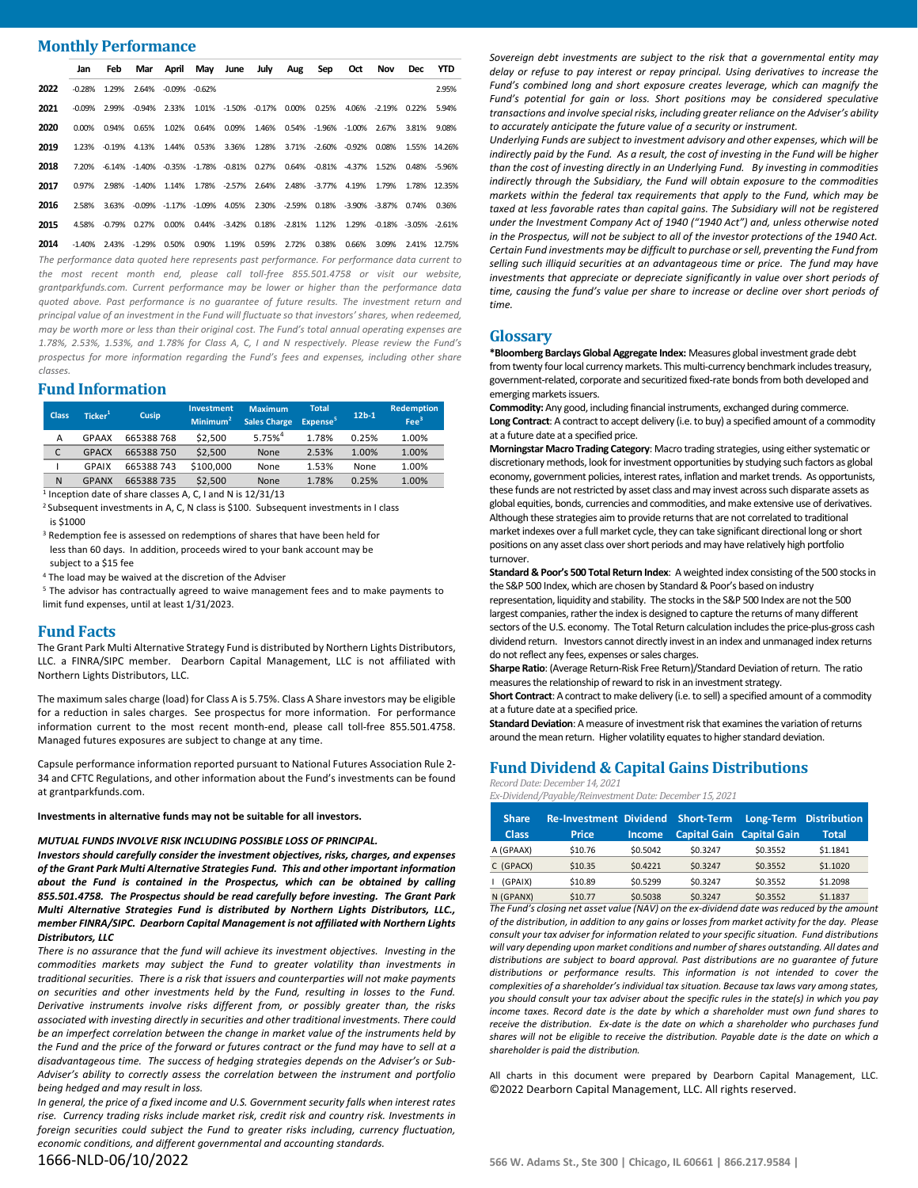## Monthly Performance

| | Jan | Feb | Mar | April | May | June | July | Aug | Sep | Oct | Nov | Dec | YTD |
|---|---|---|---|---|---|---|---|---|---|---|---|---|---|
| 2022 | -0.28% | 1.29% | 2.64% | -0.09% | -0.62% | | | | | | | | 2.95% |
| 2021 | -0.09% | 2.99% | -0.94% | 2.33% | 1.01% | -1.50% | -0.17% | 0.00% | 0.25% | 4.06% | -2.19% | 0.22% | 5.94% |
| 2020 | 0.00% | 0.94% | 0.65% | 1.02% | 0.64% | 0.09% | 1.46% | 0.54% | -1.96% | -1.00% | 2.67% | 3.81% | 9.08% |
| 2019 | 1.23% | -0.19% | 4.13% | 1.44% | 0.53% | 3.36% | 1.28% | 3.71% | -2.60% | -0.92% | 0.08% | 1.55% | 14.26% |
| 2018 | 7.20% | -6.14% | -1.40% | -0.35% | -1.78% | -0.81% | 0.27% | 0.64% | -0.81% | -4.37% | 1.52% | 0.48% | -5.96% |
| 2017 | 0.97% | 2.98% | -1.40% | 1.14% | 1.78% | -2.57% | 2.64% | 2.48% | -3.77% | 4.19% | 1.79% | 1.78% | 12.35% |
| 2016 | 2.58% | 3.63% | -0.09% | -1.17% | -1.09% | 4.05% | 2.30% | -2.59% | 0.18% | -3.90% | -3.87% | 0.74% | 0.36% |
| 2015 | 4.58% | -0.79% | 0.27% | 0.00% | 0.44% | -3.42% | 0.18% | -2.81% | 1.12% | 1.29% | -0.18% | -3.05% | -2.61% |
| 2014 | -1.40% | 2.43% | -1.29% | 0.50% | 0.90% | 1.19% | 0.59% | 2.72% | 0.38% | 0.66% | 3.09% | 2.41% | 12.75% |

*The performance data quoted here represents past performance. For performance data current to the most recent month end, please call toll-free 855.501.4758 or visit our website, grantparkfunds.com. Current performance may be lower or higher than the performance data quoted above. Past performance is no guarantee of future results. The investment return and principal value of an investment in the Fund will fluctuate so that investors' shares, when redeemed, may be worth more or less than their original cost. The Fund's total annual operating expenses are 1.78%, 2.53%, 1.53%, and 1.78% for Class A, C, I and N respectively. Please review the Fund's prospectus for more information regarding the Fund's fees and expenses, including other share classes.*

## Fund Information

| Class | Ticker[1] | Cusip | Investment Minimum[2] | Maximum Sales Charge | Total Expense[5] | 12b-1 | Redemption Fee[3] |
|---|---|---|---|---|---|---|---|
| A | GPAAX | 665388 768 | $2,500 | 5.75%[4] | 1.78% | 0.25% | 1.00% |
| C | GPACX | 665388 750 | $2,500 | None | 2.53% | 1.00% | 1.00% |
| I | GPAIX | 665388 743 | $100,000 | None | 1.53% | None | 1.00% |
| N | GPANX | 665388 735 | $2,500 | None | 1.78% | 0.25% | 1.00% |

[1] Inception date of share classes A, C, I and N is 12/31/13

[2] Subsequent investments in A, C, N class is $100. Subsequent investments in I class is $1000

[3] Redemption fee is assessed on redemptions of shares that have been held for less than 60 days. In addition, proceeds wired to your bank account may be subject to a $15 fee

[4] The load may be waived at the discretion of the Adviser

[5] The advisor has contractually agreed to waive management fees and to make payments to limit fund expenses, until at least 1/31/2023.

## Fund Facts

The Grant Park Multi Alternative Strategy Fund is distributed by Northern Lights Distributors, LLC. a FINRA/SIPC member. Dearborn Capital Management, LLC is not affiliated with Northern Lights Distributors, LLC.

The maximum sales charge (load) for Class A is 5.75%. Class A Share investors may be eligible for a reduction in sales charges. See prospectus for more information. For performance information current to the most recent month-end, please call toll-free 855.501.4758. Managed futures exposures are subject to change at any time.

Capsule performance information reported pursuant to National Futures Association Rule 2-34 and CFTC Regulations, and other information about the Fund's investments can be found at grantparkfunds.com.

**Investments in alternative funds may not be suitable for all investors.**

***MUTUAL FUNDS INVOLVE RISK INCLUDING POSSIBLE LOSS OF PRINCIPAL.***

***Investors should carefully consider the investment objectives, risks, charges, and expenses of the Grant Park Multi Alternative Strategies Fund. This and other important information about the Fund is contained in the Prospectus, which can be obtained by calling 855.501.4758. The Prospectus should be read carefully before investing. The Grant Park Multi Alternative Strategies Fund is distributed by Northern Lights Distributors, LLC., member FINRA/SIPC. Dearborn Capital Management is not affiliated with Northern Lights Distributors, LLC***

*There is no assurance that the fund will achieve its investment objectives. Investing in the commodities markets may subject the Fund to greater volatility than investments in traditional securities. There is a risk that issuers and counterparties will not make payments on securities and other investments held by the Fund, resulting in losses to the Fund. Derivative instruments involve risks different from, or possibly greater than, the risks associated with investing directly in securities and other traditional investments. There could be an imperfect correlation between the change in market value of the instruments held by the Fund and the price of the forward or futures contract or the fund may have to sell at a disadvantageous time. The success of hedging strategies depends on the Adviser's or Sub-Adviser's ability to correctly assess the correlation between the instrument and portfolio being hedged and may result in loss.*

*In general, the price of a fixed income and U.S. Government security falls when interest rates rise. Currency trading risks include market risk, credit risk and country risk. Investments in foreign securities could subject the Fund to greater risks including, currency fluctuation, economic conditions, and different governmental and accounting standards.*

*Sovereign debt investments are subject to the risk that a governmental entity may delay or refuse to pay interest or repay principal. Using derivatives to increase the Fund's combined long and short exposure creates leverage, which can magnify the Fund's potential for gain or loss. Short positions may be considered speculative transactions and involve special risks, including greater reliance on the Adviser's ability to accurately anticipate the future value of a security or instrument.*

*Underlying Funds are subject to investment advisory and other expenses, which will be indirectly paid by the Fund. As a result, the cost of investing in the Fund will be higher than the cost of investing directly in an Underlying Fund. By investing in commodities indirectly through the Subsidiary, the Fund will obtain exposure to the commodities markets within the federal tax requirements that apply to the Fund, which may be taxed at less favorable rates than capital gains. The Subsidiary will not be registered under the Investment Company Act of 1940 ("1940 Act") and, unless otherwise noted in the Prospectus, will not be subject to all of the investor protections of the 1940 Act. Certain Fund investments may be difficult to purchase or sell, preventing the Fund from selling such illiquid securities at an advantageous time or price. The fund may have investments that appreciate or depreciate significantly in value over short periods of time, causing the fund's value per share to increase or decline over short periods of time.*

## Glossary

**\*Bloomberg Barclays Global Aggregate Index:** Measures global investment grade debt from twenty four local currency markets. This multi-currency benchmark includes treasury, government-related, corporate and securitized fixed-rate bonds from both developed and emerging markets issuers.

**Commodity:** Any good, including financial instruments, exchanged during commerce.

**Long Contract**: A contract to accept delivery (i.e. to buy) a specified amount of a commodity at a future date at a specified price.

**Morningstar Macro Trading Category**: Macro trading strategies, using either systematic or discretionary methods, look for investment opportunities by studying such factors as global economy, government policies, interest rates, inflation and market trends. As opportunists, these funds are not restricted by asset class and may invest across such disparate assets as global equities, bonds, currencies and commodities, and make extensive use of derivatives. Although these strategies aim to provide returns that are not correlated to traditional market indexes over a full market cycle, they can take significant directional long or short positions on any asset class over short periods and may have relatively high portfolio turnover.

**Standard & Poor's 500 Total Return Index**: A weighted index consisting of the 500 stocks in the S&P 500 Index, which are chosen by Standard & Poor's based on industry representation, liquidity and stability. The stocks in the S&P 500 Index are not the 500 largest companies, rather the index is designed to capture the returns of many different sectors of the U.S. economy. The Total Return calculation includes the price-plus-gross cash dividend return. Investors cannot directly invest in an index and unmanaged index returns do not reflect any fees, expenses or sales charges.

**Sharpe Ratio**: (Average Return-Risk Free Return)/Standard Deviation of return. The ratio measures the relationship of reward to risk in an investment strategy.

**Short Contract**: A contract to make delivery (i.e. to sell) a specified amount of a commodity at a future date at a specified price.

**Standard Deviation**: A measure of investment risk that examines the variation of returns around the mean return. Higher volatility equates to higher standard deviation.

## Fund Dividend & Capital Gains Distributions

*Record Date: December 14, 2021*

*Ex-Dividend/Payable/Reinvestment Date: December 15, 2021*

| Share Class | Re-Investment Price | Dividend Income | Short-Term Capital Gain | Long-Term Capital Gain | Distribution Total |
|---|---|---|---|---|---|
| A (GPAAX) | $10.76 | $0.5042 | $0.3247 | $0.3552 | $1.1841 |
| C (GPACX) | $10.35 | $0.4221 | $0.3247 | $0.3552 | $1.1020 |
| I (GPAIX) | $10.89 | $0.5299 | $0.3247 | $0.3552 | $1.2098 |
| N (GPANX) | $10.77 | $0.5038 | $0.3247 | $0.3552 | $1.1837 |

*The Fund's closing net asset value (NAV) on the ex-dividend date was reduced by the amount of the distribution, in addition to any gains or losses from market activity for the day. Please consult your tax adviser for information related to your specific situation. Fund distributions will vary depending upon market conditions and number of shares outstanding. All dates and distributions are subject to board approval. Past distributions are no guarantee of future distributions or performance results. This information is not intended to cover the complexities of a shareholder's individual tax situation. Because tax laws vary among states, you should consult your tax adviser about the specific rules in the state(s) in which you pay income taxes. Record date is the date by which a shareholder must own fund shares to receive the distribution. Ex-date is the date on which a shareholder who purchases fund shares will not be eligible to receive the distribution. Payable date is the date on which a shareholder is paid the distribution.*

All charts in this document were prepared by Dearborn Capital Management, LLC. ©2022 Dearborn Capital Management, LLC. All rights reserved.

1666-NLD-06/10/2022

566 W. Adams St., Ste 300 | Chicago, IL 60661 | 866.217.9584 |